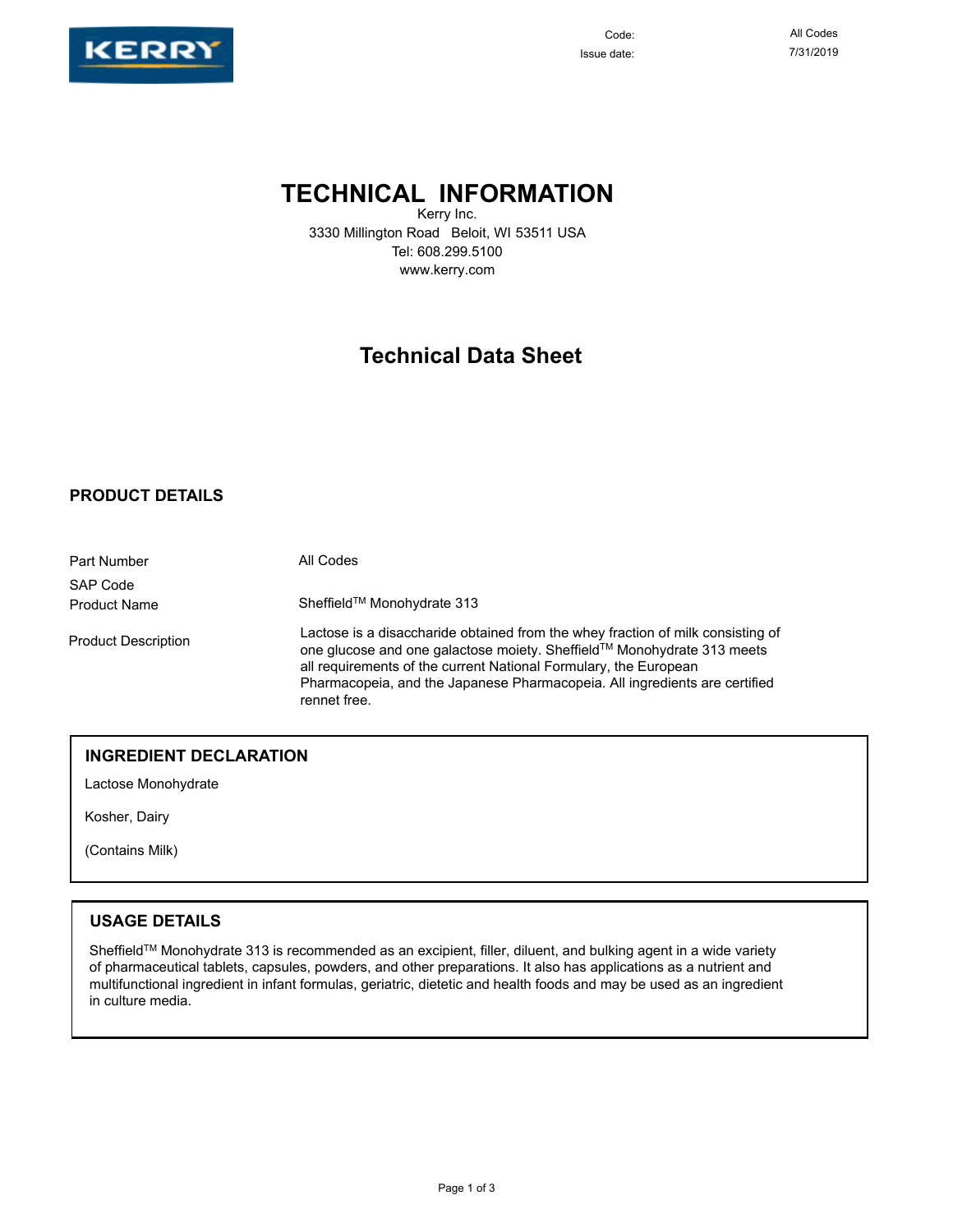KERRY

Code: All Codes
Issue date: 7/31/2019

# TECHNICAL INFORMATION

Kerry Inc.
3330 Millington Road Beloit, WI 53511 USA
Tel: 608.299.5100
www.kerry.com

## Technical Data Sheet

### PRODUCT DETAILS

| | |
|---|---|
| Part Number | All Codes |
| SAP Code | |
| Product Name | Sheffield™ Monohydrate 313 |
| Product Description | Lactose is a disaccharide obtained from the whey fraction of milk consisting of one glucose and one galactose moiety. Sheffield™ Monohydrate 313 meets all requirements of the current National Formulary, the European Pharmacopeia, and the Japanese Pharmacopeia. All ingredients are certified rennet free. |

### INGREDIENT DECLARATION

Lactose Monohydrate

Kosher, Dairy

(Contains Milk)

### USAGE DETAILS

Sheffield™ Monohydrate 313 is recommended as an excipient, filler, diluent, and bulking agent in a wide variety of pharmaceutical tablets, capsules, powders, and other preparations. It also has applications as a nutrient and multifunctional ingredient in infant formulas, geriatric, dietetic and health foods and may be used as an ingredient in culture media.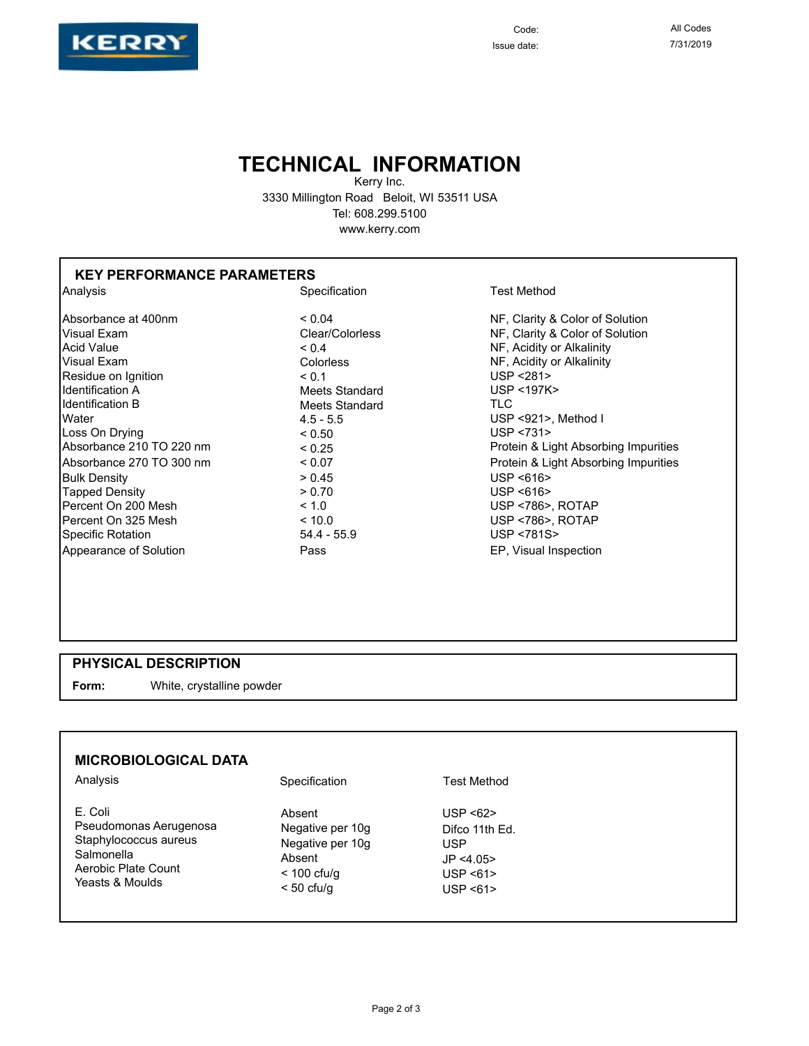KERRY

Code: All Codes
Issue date: 7/31/2019

# TECHNICAL INFORMATION

Kerry Inc.
3330 Millington Road Beloit, WI 53511 USA
Tel: 608.299.5100
www.kerry.com

## KEY PERFORMANCE PARAMETERS

| Analysis | Specification | Test Method |
|---|---|---|
| Absorbance at 400nm | < 0.04 | NF, Clarity & Color of Solution |
| Visual Exam | Clear/Colorless | NF, Clarity & Color of Solution |
| Acid Value | < 0.4 | NF, Acidity or Alkalinity |
| Visual Exam | Colorless | NF, Acidity or Alkalinity |
| Residue on Ignition | < 0.1 | USP <281> |
| Identification A | Meets Standard | USP <197K> |
| Identification B | Meets Standard | TLC |
| Water | 4.5 - 5.5 | USP <921>, Method I |
| Loss On Drying | < 0.50 | USP <731> |
| Absorbance 210 TO 220 nm | < 0.25 | Protein & Light Absorbing Impurities |
| Absorbance 270 TO 300 nm | < 0.07 | Protein & Light Absorbing Impurities |
| Bulk Density | > 0.45 | USP <616> |
| Tapped Density | > 0.70 | USP <616> |
| Percent On 200 Mesh | < 1.0 | USP <786>, ROTAP |
| Percent On 325 Mesh | < 10.0 | USP <786>, ROTAP |
| Specific Rotation | 54.4 - 55.9 | USP <781S> |
| Appearance of Solution | Pass | EP, Visual Inspection |

## PHYSICAL DESCRIPTION

**Form:** White, crystalline powder

## MICROBIOLOGICAL DATA

| Analysis | Specification | Test Method |
|---|---|---|
| E. Coli | Absent | USP <62> |
| Pseudomonas Aerugenosa | Negative per 10g | Difco 11th Ed. |
| Staphylococcus aureus | Negative per 10g | USP |
| Salmonella | Absent | JP <4.05> |
| Aerobic Plate Count | < 100 cfu/g | USP <61> |
| Yeasts & Moulds | < 50 cfu/g | USP <61> |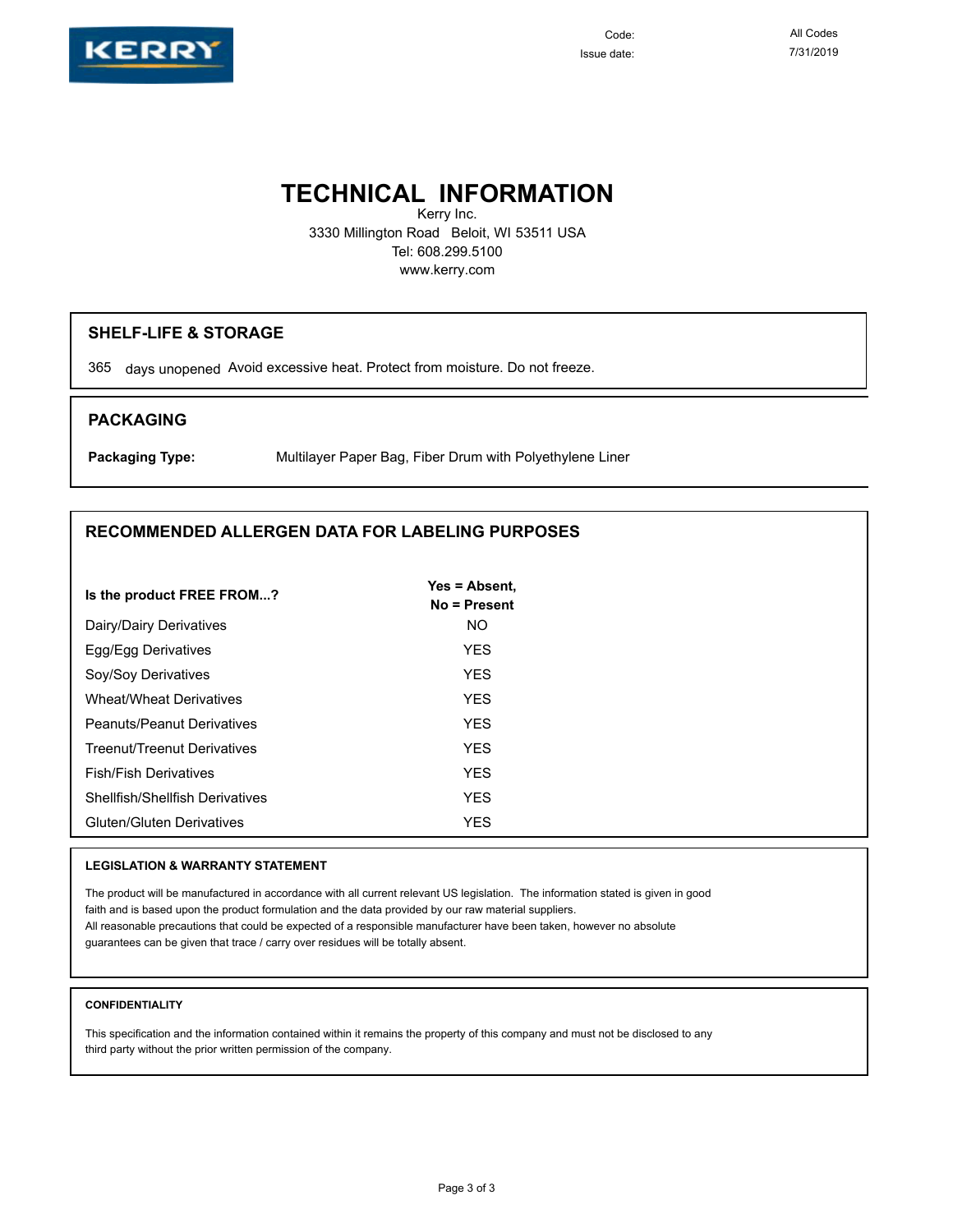KERRY

Code: All Codes
Issue date: 7/31/2019

# TECHNICAL INFORMATION

Kerry Inc.
3330 Millington Road Beloit, WI 53511 USA
Tel: 608.299.5100
www.kerry.com

## SHELF-LIFE & STORAGE

365 days unopened Avoid excessive heat. Protect from moisture. Do not freeze.

## PACKAGING

**Packaging Type:** Multilayer Paper Bag, Fiber Drum with Polyethylene Liner

## RECOMMENDED ALLERGEN DATA FOR LABELING PURPOSES

| Is the product FREE FROM...? | Yes = Absent, No = Present |
|---|---|
| Dairy/Dairy Derivatives | NO |
| Egg/Egg Derivatives | YES |
| Soy/Soy Derivatives | YES |
| Wheat/Wheat Derivatives | YES |
| Peanuts/Peanut Derivatives | YES |
| Treenut/Treenut Derivatives | YES |
| Fish/Fish Derivatives | YES |
| Shellfish/Shellfish Derivatives | YES |
| Gluten/Gluten Derivatives | YES |

### LEGISLATION & WARRANTY STATEMENT

The product will be manufactured in accordance with all current relevant US legislation. The information stated is given in good faith and is based upon the product formulation and the data provided by our raw material suppliers.
All reasonable precautions that could be expected of a responsible manufacturer have been taken, however no absolute guarantees can be given that trace / carry over residues will be totally absent.

### CONFIDENTIALITY

This specification and the information contained within it remains the property of this company and must not be disclosed to any third party without the prior written permission of the company.